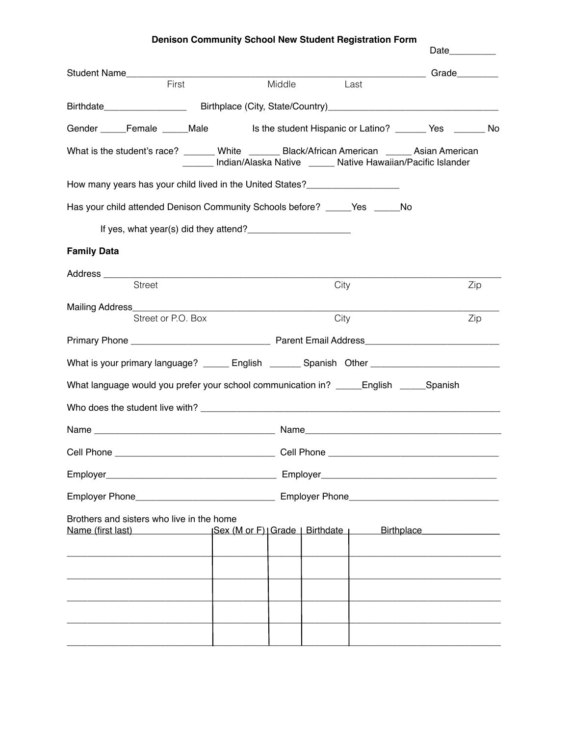# Denison Community School New Student Registration Form

Date_________

Student Name___________________________________________________________ Grade________
First Middle Last

Birthdate________________ Birthplace (City, State/Country)__________________________________

Gender _____Female _____Male Is the student Hispanic or Latino? ______ Yes ______ No

What is the student's race? ______ White ______ Black/African American _____ Asian American
______ Indian/Alaska Native _____ Native Hawaiian/Pacific Islander

How many years has your child lived in the United States?__________________

Has your child attended Denison Community Schools before? _____Yes _____No

If yes, what year(s) did they attend?____________________

**Family Data**

Address ________________________________________________________________________________
Street City Zip

Mailing Address_________________________________________________________________________
Street or P.O. Box City Zip

Primary Phone ____________________________ Parent Email Address__________________________

What is your primary language? _____ English ______ Spanish Other ________________________

What language would you prefer your school communication in? _____English _____Spanish

Who does the student live with? ______________________________________________________

Name ____________________________________ Name_______________________________________

Cell Phone ________________________________ Cell Phone ___________________________________

Employer__________________________________ Employer____________________________________

Employer Phone____________________________ Employer Phone______________________________

Brothers and sisters who live in the home

| Name (first last) | Sex (M or F) | Grade | Birthdate | Birthplace |
|---|---|---|---|---|
| | | | | |
| | | | | |
| | | | | |
| | | | | |
| | | | | |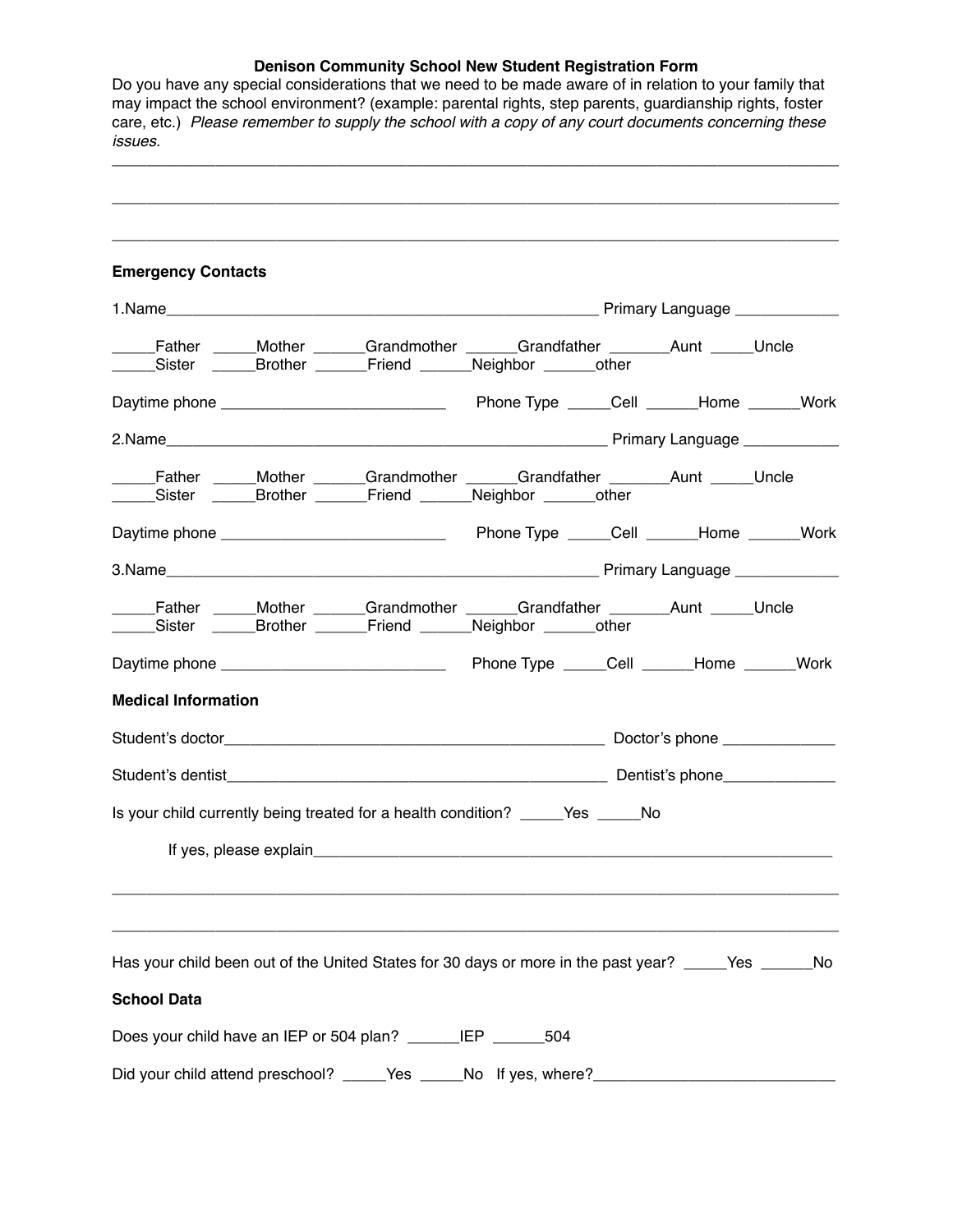**Denison Community School New Student Registration Form**

Do you have any special considerations that we need to be made aware of in relation to your family that may impact the school environment? (example: parental rights, step parents, guardianship rights, foster care, etc.) *Please remember to supply the school with a copy of any court documents concerning these issues.*

______________________________________________________________________________

______________________________________________________________________________

______________________________________________________________________________

**Emergency Contacts**

1.Name_______________________________________________ Primary Language ____________

_____Father _____Mother ______Grandmother ______Grandfather _______Aunt _____Uncle
_____Sister _____Brother ______Friend ______Neighbor ______other

Daytime phone ________________________ Phone Type _____Cell ______Home ______Work

2.Name_______________________________________________ Primary Language ___________

_____Father _____Mother ______Grandmother ______Grandfather _______Aunt _____Uncle
_____Sister _____Brother ______Friend ______Neighbor ______other

Daytime phone ________________________ Phone Type _____Cell ______Home ______Work

3.Name_______________________________________________ Primary Language ____________

_____Father _____Mother ______Grandmother ______Grandfather _______Aunt _____Uncle
_____Sister _____Brother ______Friend ______Neighbor ______other

Daytime phone ________________________ Phone Type _____Cell ______Home ______Work

**Medical Information**

Student's doctor__________________________________________ Doctor's phone _____________

Student's dentist__________________________________________ Dentist's phone_____________

Is your child currently being treated for a health condition? _____Yes _____No

If yes, please explain__________________________________________________________

______________________________________________________________________________

______________________________________________________________________________

Has your child been out of the United States for 30 days or more in the past year? _____Yes ______No

**School Data**

Does your child have an IEP or 504 plan? ______IEP ______504

Did your child attend preschool? _____Yes _____No If yes, where?___________________________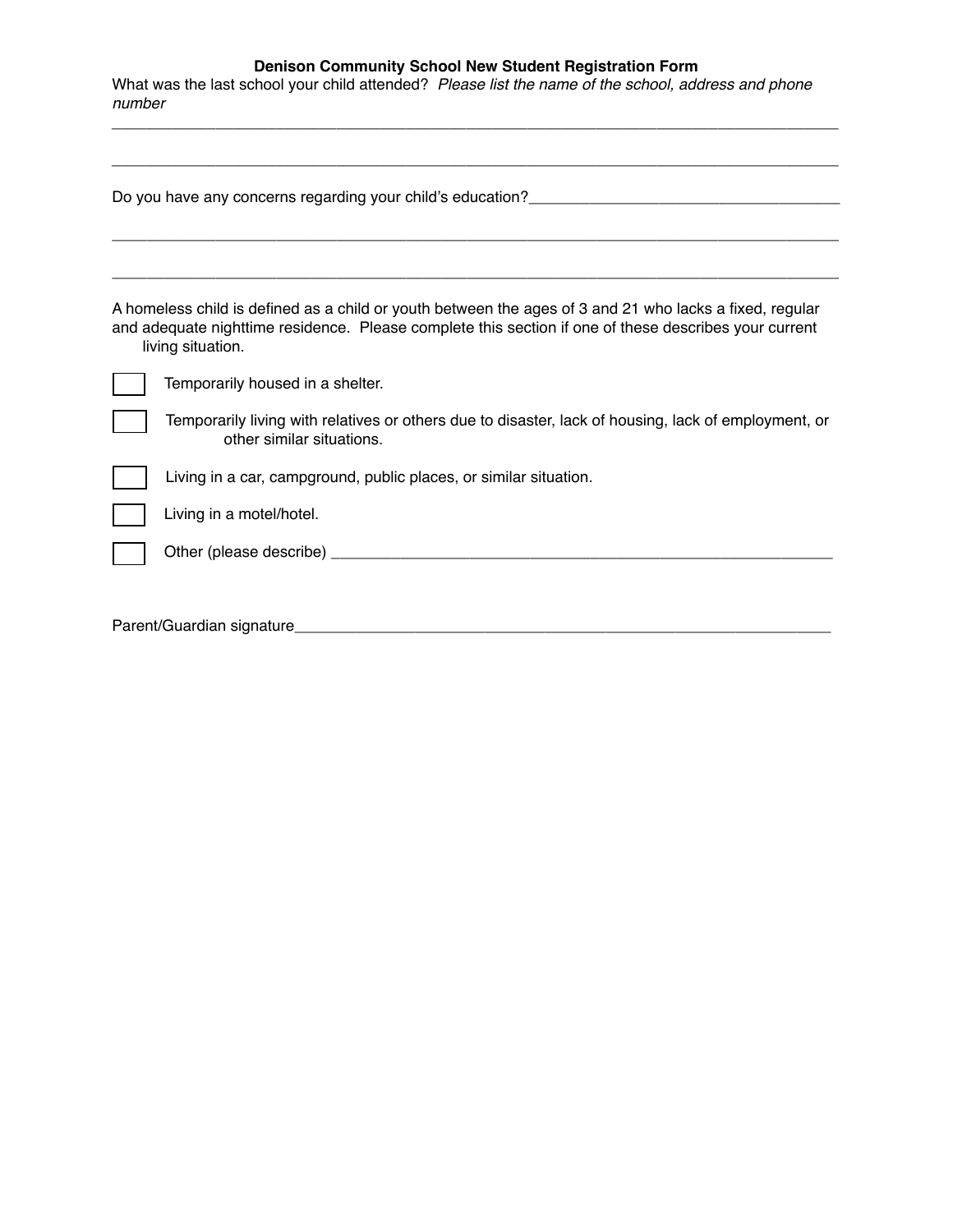**Denison Community School New Student Registration Form**

What was the last school your child attended? *Please list the name of the school, address and phone number*

_______________________________________________________________________________

_______________________________________________________________________________

Do you have any concerns regarding your child's education?_________________________________

_______________________________________________________________________________

_______________________________________________________________________________

A homeless child is defined as a child or youth between the ages of 3 and 21 who lacks a fixed, regular and adequate nighttime residence. Please complete this section if one of these describes your current living situation.

☐ Temporarily housed in a shelter.

☐ Temporarily living with relatives or others due to disaster, lack of housing, lack of employment, or other similar situations.

☐ Living in a car, campground, public places, or similar situation.

☐ Living in a motel/hotel.

☐ Other (please describe) _______________________________________________________

Parent/Guardian signature____________________________________________________________